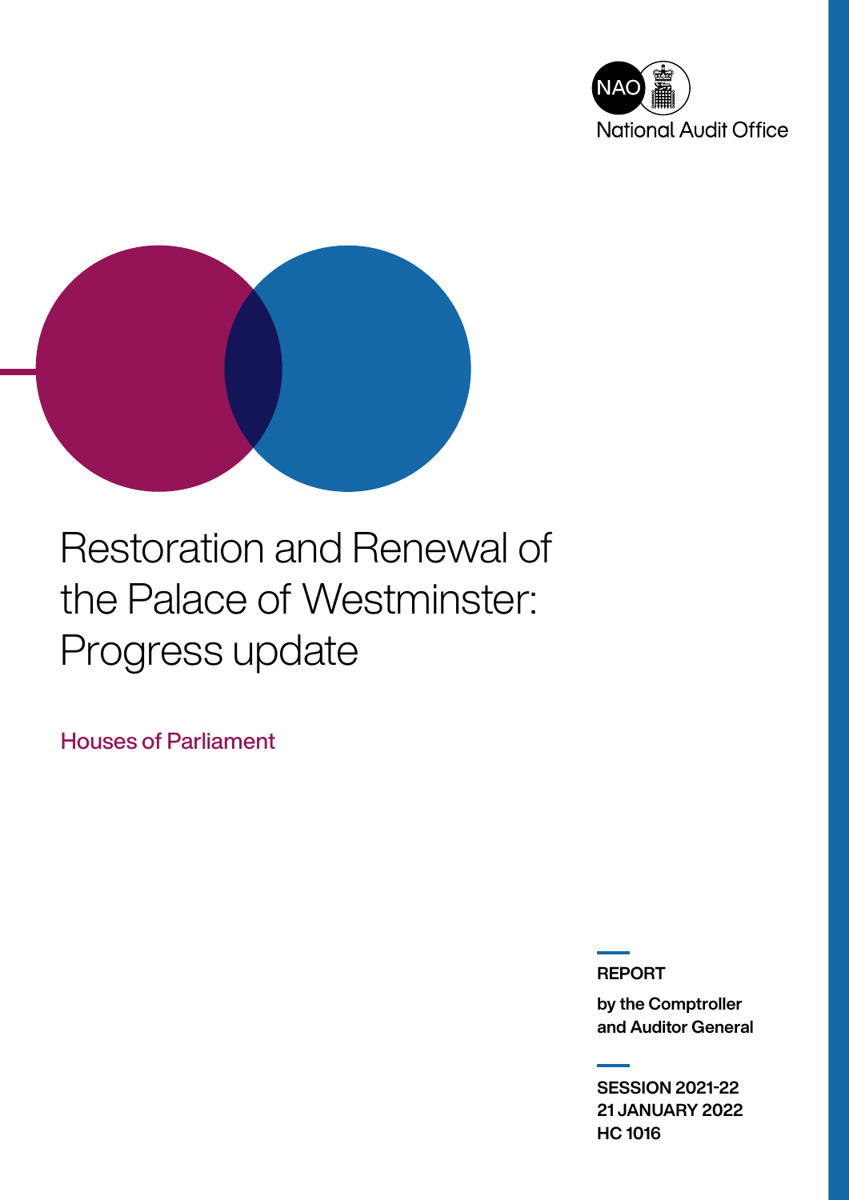National Audit Office

# Restoration and Renewal of the Palace of Westminster: Progress update

Houses of Parliament

**REPORT**

**by the Comptroller and Auditor General**

**SESSION 2021-22**
**21 JANUARY 2022**
**HC 1016**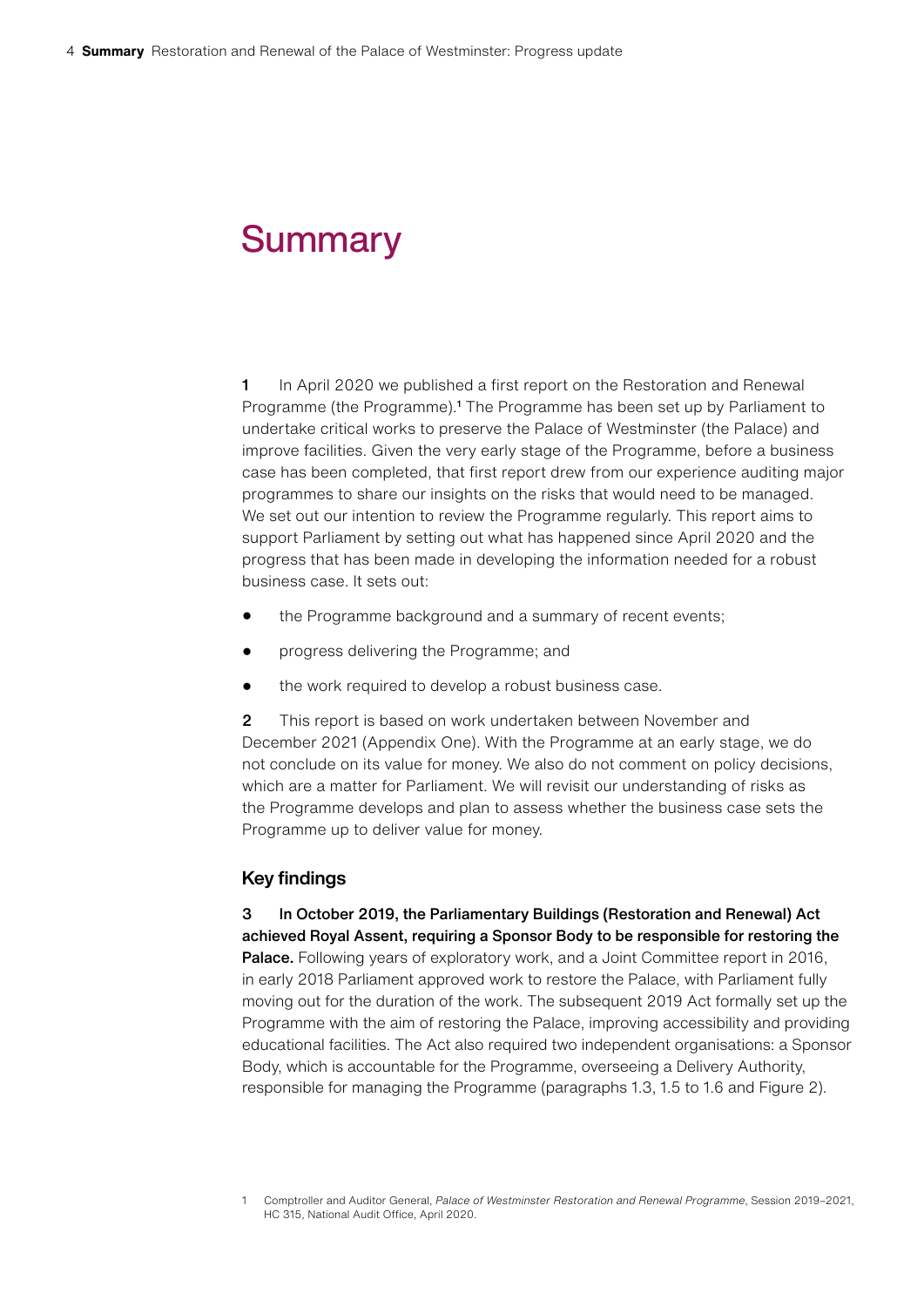# Summary

**1** In April 2020 we published a first report on the Restoration and Renewal Programme (the Programme).[1] The Programme has been set up by Parliament to undertake critical works to preserve the Palace of Westminster (the Palace) and improve facilities. Given the very early stage of the Programme, before a business case has been completed, that first report drew from our experience auditing major programmes to share our insights on the risks that would need to be managed. We set out our intention to review the Programme regularly. This report aims to support Parliament by setting out what has happened since April 2020 and the progress that has been made in developing the information needed for a robust business case. It sets out:

- the Programme background and a summary of recent events;
- progress delivering the Programme; and
- the work required to develop a robust business case.

**2** This report is based on work undertaken between November and December 2021 (Appendix One). With the Programme at an early stage, we do not conclude on its value for money. We also do not comment on policy decisions, which are a matter for Parliament. We will revisit our understanding of risks as the Programme develops and plan to assess whether the business case sets the Programme up to deliver value for money.

## Key findings

**3 In October 2019, the Parliamentary Buildings (Restoration and Renewal) Act achieved Royal Assent, requiring a Sponsor Body to be responsible for restoring the Palace.** Following years of exploratory work, and a Joint Committee report in 2016, in early 2018 Parliament approved work to restore the Palace, with Parliament fully moving out for the duration of the work. The subsequent 2019 Act formally set up the Programme with the aim of restoring the Palace, improving accessibility and providing educational facilities. The Act also required two independent organisations: a Sponsor Body, which is accountable for the Programme, overseeing a Delivery Authority, responsible for managing the Programme (paragraphs 1.3, 1.5 to 1.6 and Figure 2).

[1] Comptroller and Auditor General, *Palace of Westminster Restoration and Renewal Programme*, Session 2019–2021, HC 315, National Audit Office, April 2020.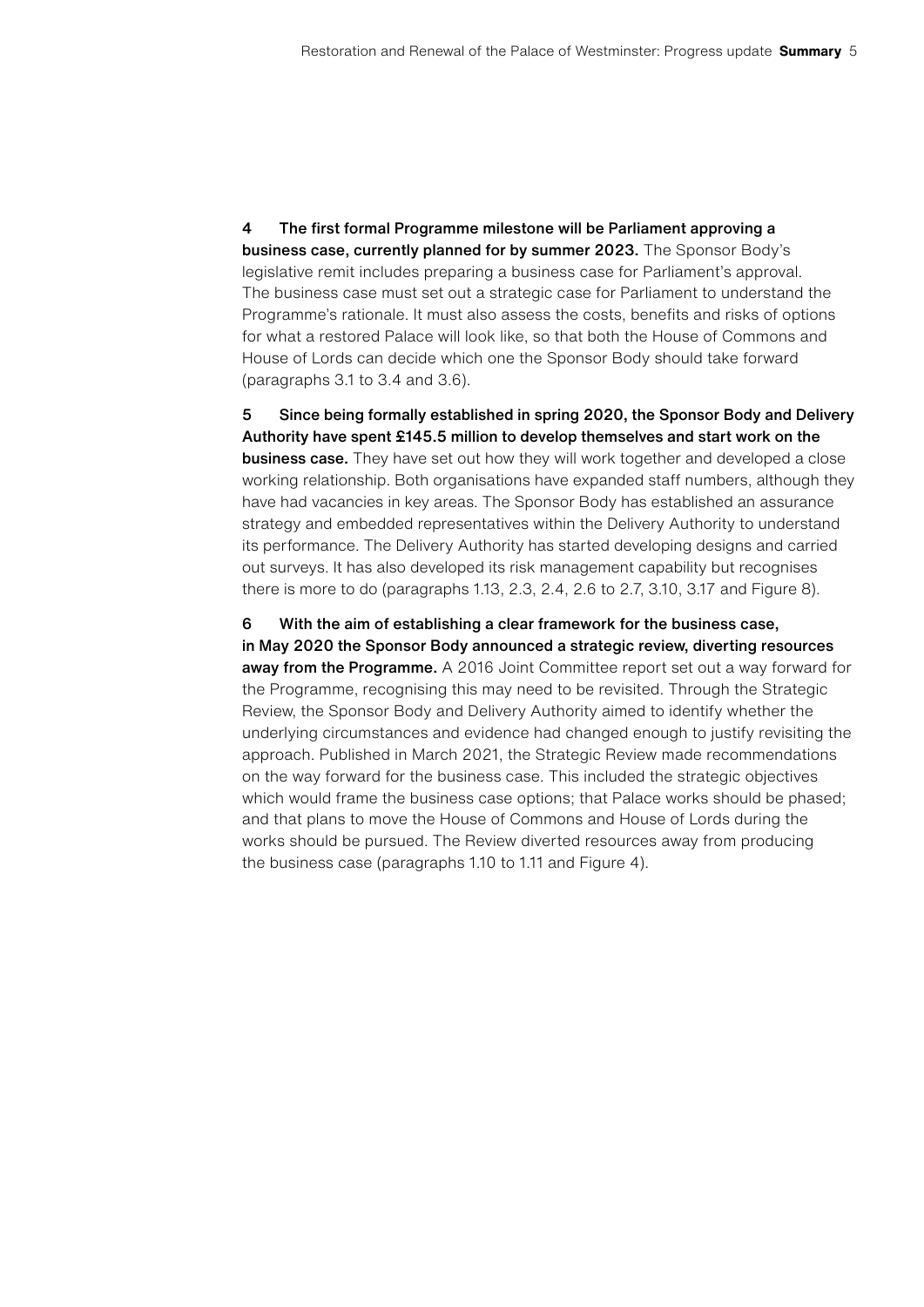4 **The first formal Programme milestone will be Parliament approving a business case, currently planned for by summer 2023.** The Sponsor Body's legislative remit includes preparing a business case for Parliament's approval. The business case must set out a strategic case for Parliament to understand the Programme's rationale. It must also assess the costs, benefits and risks of options for what a restored Palace will look like, so that both the House of Commons and House of Lords can decide which one the Sponsor Body should take forward (paragraphs 3.1 to 3.4 and 3.6).

5 **Since being formally established in spring 2020, the Sponsor Body and Delivery Authority have spent £145.5 million to develop themselves and start work on the business case.** They have set out how they will work together and developed a close working relationship. Both organisations have expanded staff numbers, although they have had vacancies in key areas. The Sponsor Body has established an assurance strategy and embedded representatives within the Delivery Authority to understand its performance. The Delivery Authority has started developing designs and carried out surveys. It has also developed its risk management capability but recognises there is more to do (paragraphs 1.13, 2.3, 2.4, 2.6 to 2.7, 3.10, 3.17 and Figure 8).

6 **With the aim of establishing a clear framework for the business case, in May 2020 the Sponsor Body announced a strategic review, diverting resources away from the Programme.** A 2016 Joint Committee report set out a way forward for the Programme, recognising this may need to be revisited. Through the Strategic Review, the Sponsor Body and Delivery Authority aimed to identify whether the underlying circumstances and evidence had changed enough to justify revisiting the approach. Published in March 2021, the Strategic Review made recommendations on the way forward for the business case. This included the strategic objectives which would frame the business case options; that Palace works should be phased; and that plans to move the House of Commons and House of Lords during the works should be pursued. The Review diverted resources away from producing the business case (paragraphs 1.10 to 1.11 and Figure 4).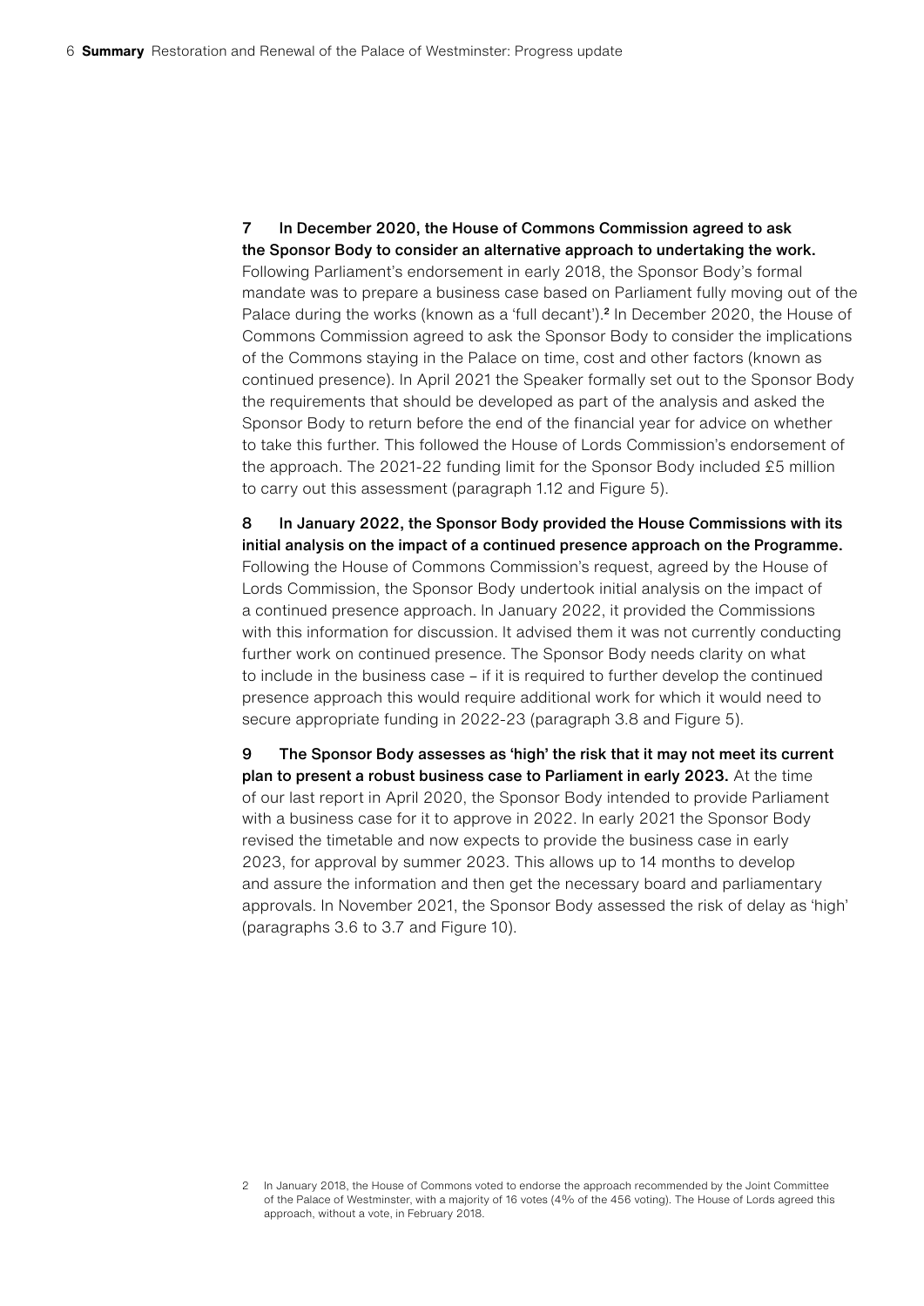**7 In December 2020, the House of Commons Commission agreed to ask the Sponsor Body to consider an alternative approach to undertaking the work.** Following Parliament's endorsement in early 2018, the Sponsor Body's formal mandate was to prepare a business case based on Parliament fully moving out of the Palace during the works (known as a 'full decant').[2] In December 2020, the House of Commons Commission agreed to ask the Sponsor Body to consider the implications of the Commons staying in the Palace on time, cost and other factors (known as continued presence). In April 2021 the Speaker formally set out to the Sponsor Body the requirements that should be developed as part of the analysis and asked the Sponsor Body to return before the end of the financial year for advice on whether to take this further. This followed the House of Lords Commission's endorsement of the approach. The 2021-22 funding limit for the Sponsor Body included £5 million to carry out this assessment (paragraph 1.12 and Figure 5).

**8 In January 2022, the Sponsor Body provided the House Commissions with its initial analysis on the impact of a continued presence approach on the Programme.** Following the House of Commons Commission's request, agreed by the House of Lords Commission, the Sponsor Body undertook initial analysis on the impact of a continued presence approach. In January 2022, it provided the Commissions with this information for discussion. It advised them it was not currently conducting further work on continued presence. The Sponsor Body needs clarity on what to include in the business case – if it is required to further develop the continued presence approach this would require additional work for which it would need to secure appropriate funding in 2022-23 (paragraph 3.8 and Figure 5).

**9 The Sponsor Body assesses as 'high' the risk that it may not meet its current plan to present a robust business case to Parliament in early 2023.** At the time of our last report in April 2020, the Sponsor Body intended to provide Parliament with a business case for it to approve in 2022. In early 2021 the Sponsor Body revised the timetable and now expects to provide the business case in early 2023, for approval by summer 2023. This allows up to 14 months to develop and assure the information and then get the necessary board and parliamentary approvals. In November 2021, the Sponsor Body assessed the risk of delay as 'high' (paragraphs 3.6 to 3.7 and Figure 10).

2 In January 2018, the House of Commons voted to endorse the approach recommended by the Joint Committee of the Palace of Westminster, with a majority of 16 votes (4% of the 456 voting). The House of Lords agreed this approach, without a vote, in February 2018.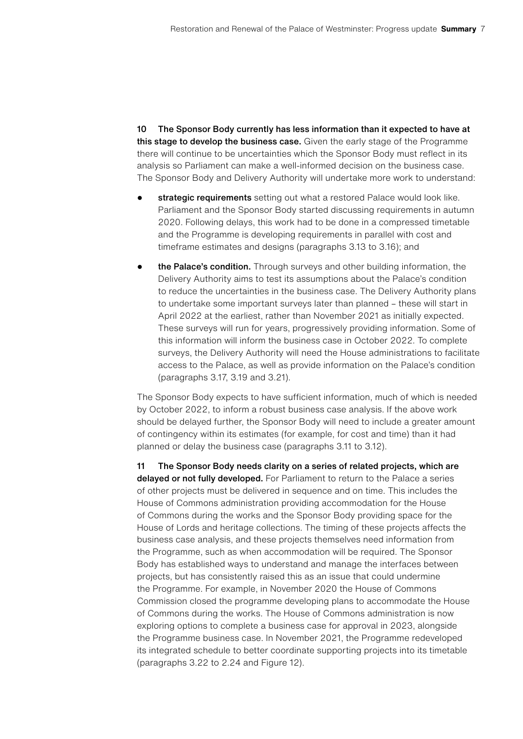**10 The Sponsor Body currently has less information than it expected to have at this stage to develop the business case.** Given the early stage of the Programme there will continue to be uncertainties which the Sponsor Body must reflect in its analysis so Parliament can make a well-informed decision on the business case. The Sponsor Body and Delivery Authority will undertake more work to understand:

- **strategic requirements** setting out what a restored Palace would look like. Parliament and the Sponsor Body started discussing requirements in autumn 2020. Following delays, this work had to be done in a compressed timetable and the Programme is developing requirements in parallel with cost and timeframe estimates and designs (paragraphs 3.13 to 3.16); and
- **the Palace's condition.** Through surveys and other building information, the Delivery Authority aims to test its assumptions about the Palace's condition to reduce the uncertainties in the business case. The Delivery Authority plans to undertake some important surveys later than planned – these will start in April 2022 at the earliest, rather than November 2021 as initially expected. These surveys will run for years, progressively providing information. Some of this information will inform the business case in October 2022. To complete surveys, the Delivery Authority will need the House administrations to facilitate access to the Palace, as well as provide information on the Palace's condition (paragraphs 3.17, 3.19 and 3.21).

The Sponsor Body expects to have sufficient information, much of which is needed by October 2022, to inform a robust business case analysis. If the above work should be delayed further, the Sponsor Body will need to include a greater amount of contingency within its estimates (for example, for cost and time) than it had planned or delay the business case (paragraphs 3.11 to 3.12).

**11 The Sponsor Body needs clarity on a series of related projects, which are delayed or not fully developed.** For Parliament to return to the Palace a series of other projects must be delivered in sequence and on time. This includes the House of Commons administration providing accommodation for the House of Commons during the works and the Sponsor Body providing space for the House of Lords and heritage collections. The timing of these projects affects the business case analysis, and these projects themselves need information from the Programme, such as when accommodation will be required. The Sponsor Body has established ways to understand and manage the interfaces between projects, but has consistently raised this as an issue that could undermine the Programme. For example, in November 2020 the House of Commons Commission closed the programme developing plans to accommodate the House of Commons during the works. The House of Commons administration is now exploring options to complete a business case for approval in 2023, alongside the Programme business case. In November 2021, the Programme redeveloped its integrated schedule to better coordinate supporting projects into its timetable (paragraphs 3.22 to 2.24 and Figure 12).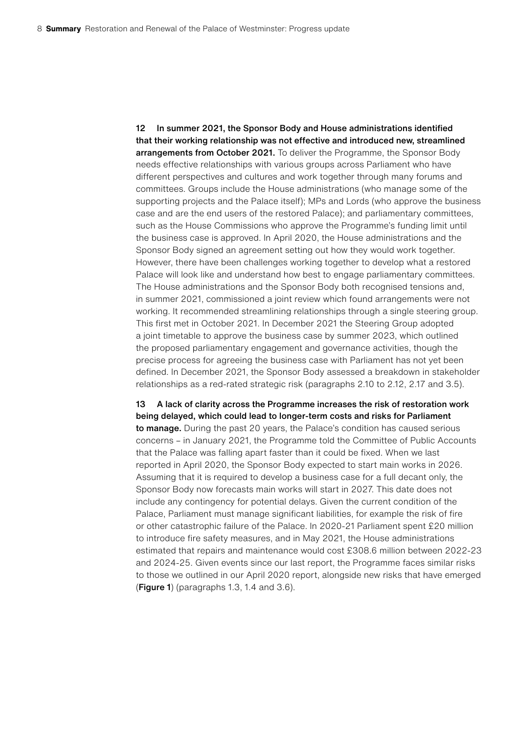**12 In summer 2021, the Sponsor Body and House administrations identified that their working relationship was not effective and introduced new, streamlined arrangements from October 2021.** To deliver the Programme, the Sponsor Body needs effective relationships with various groups across Parliament who have different perspectives and cultures and work together through many forums and committees. Groups include the House administrations (who manage some of the supporting projects and the Palace itself); MPs and Lords (who approve the business case and are the end users of the restored Palace); and parliamentary committees, such as the House Commissions who approve the Programme's funding limit until the business case is approved. In April 2020, the House administrations and the Sponsor Body signed an agreement setting out how they would work together. However, there have been challenges working together to develop what a restored Palace will look like and understand how best to engage parliamentary committees. The House administrations and the Sponsor Body both recognised tensions and, in summer 2021, commissioned a joint review which found arrangements were not working. It recommended streamlining relationships through a single steering group. This first met in October 2021. In December 2021 the Steering Group adopted a joint timetable to approve the business case by summer 2023, which outlined the proposed parliamentary engagement and governance activities, though the precise process for agreeing the business case with Parliament has not yet been defined. In December 2021, the Sponsor Body assessed a breakdown in stakeholder relationships as a red-rated strategic risk (paragraphs 2.10 to 2.12, 2.17 and 3.5).

**13 A lack of clarity across the Programme increases the risk of restoration work being delayed, which could lead to longer-term costs and risks for Parliament to manage.** During the past 20 years, the Palace's condition has caused serious concerns – in January 2021, the Programme told the Committee of Public Accounts that the Palace was falling apart faster than it could be fixed. When we last reported in April 2020, the Sponsor Body expected to start main works in 2026. Assuming that it is required to develop a business case for a full decant only, the Sponsor Body now forecasts main works will start in 2027. This date does not include any contingency for potential delays. Given the current condition of the Palace, Parliament must manage significant liabilities, for example the risk of fire or other catastrophic failure of the Palace. In 2020-21 Parliament spent £20 million to introduce fire safety measures, and in May 2021, the House administrations estimated that repairs and maintenance would cost £308.6 million between 2022-23 and 2024-25. Given events since our last report, the Programme faces similar risks to those we outlined in our April 2020 report, alongside new risks that have emerged (**Figure 1**) (paragraphs 1.3, 1.4 and 3.6).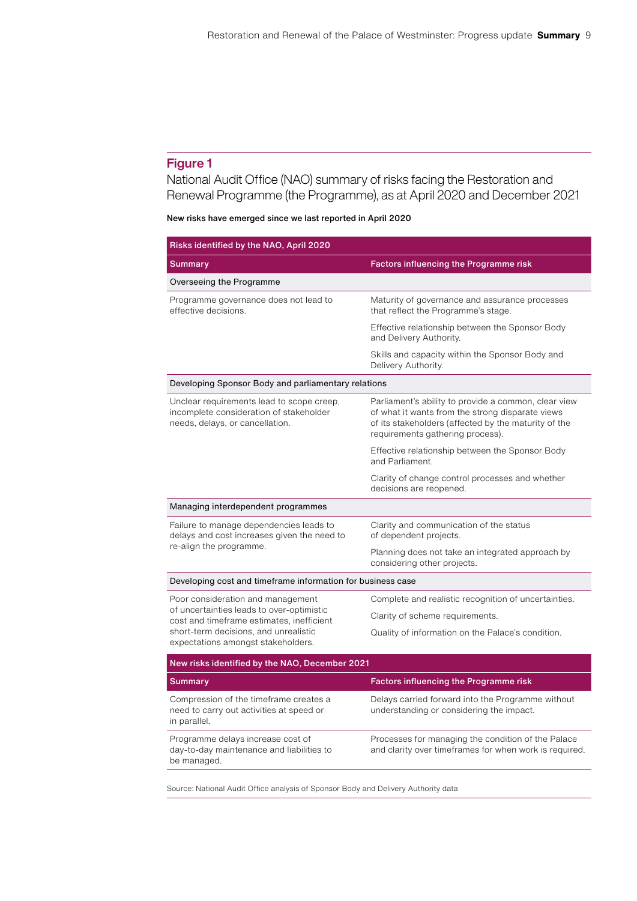## Figure 1

National Audit Office (NAO) summary of risks facing the Restoration and Renewal Programme (the Programme), as at April 2020 and December 2021

**New risks have emerged since we last reported in April 2020**

| Risks identified by the NAO, April 2020 | |
|---|---|
| **Summary** | **Factors influencing the Programme risk** |
| Overseeing the Programme | |
| Programme governance does not lead to effective decisions. | Maturity of governance and assurance processes that reflect the Programme's stage. |
| | Effective relationship between the Sponsor Body and Delivery Authority. |
| | Skills and capacity within the Sponsor Body and Delivery Authority. |
| Developing Sponsor Body and parliamentary relations | |
| Unclear requirements lead to scope creep, incomplete consideration of stakeholder needs, delays, or cancellation. | Parliament's ability to provide a common, clear view of what it wants from the strong disparate views of its stakeholders (affected by the maturity of the requirements gathering process). |
| | Effective relationship between the Sponsor Body and Parliament. |
| | Clarity of change control processes and whether decisions are reopened. |
| Managing interdependent programmes | |
| Failure to manage dependencies leads to delays and cost increases given the need to re-align the programme. | Clarity and communication of the status of dependent projects. |
| | Planning does not take an integrated approach by considering other projects. |
| Developing cost and timeframe information for business case | |
| Poor consideration and management of uncertainties leads to over-optimistic cost and timeframe estimates, inefficient short-term decisions, and unrealistic expectations amongst stakeholders. | Complete and realistic recognition of uncertainties. |
| | Clarity of scheme requirements. |
| | Quality of information on the Palace's condition. |
| **New risks identified by the NAO, December 2021** | |
| **Summary** | **Factors influencing the Programme risk** |
| Compression of the timeframe creates a need to carry out activities at speed or in parallel. | Delays carried forward into the Programme without understanding or considering the impact. |
| Programme delays increase cost of day-to-day maintenance and liabilities to be managed. | Processes for managing the condition of the Palace and clarity over timeframes for when work is required. |

Source: National Audit Office analysis of Sponsor Body and Delivery Authority data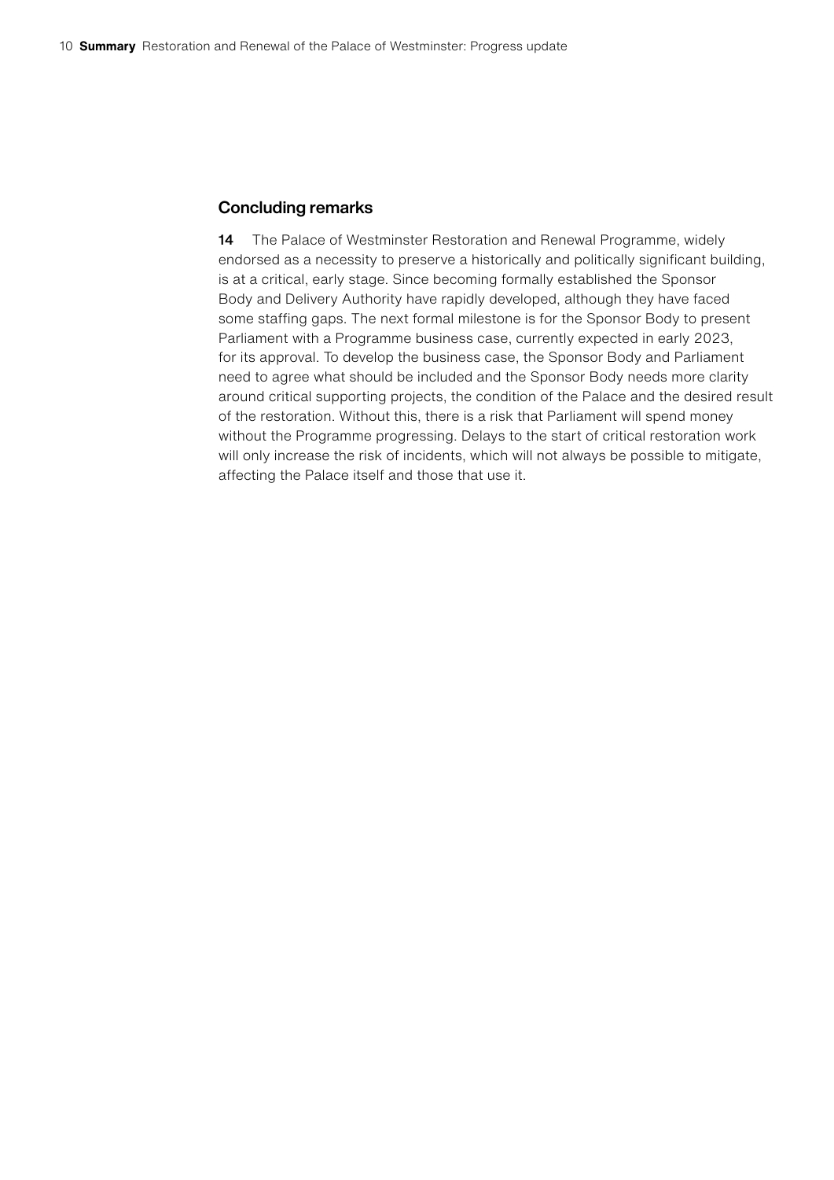## Concluding remarks

**14** The Palace of Westminster Restoration and Renewal Programme, widely endorsed as a necessity to preserve a historically and politically significant building, is at a critical, early stage. Since becoming formally established the Sponsor Body and Delivery Authority have rapidly developed, although they have faced some staffing gaps. The next formal milestone is for the Sponsor Body to present Parliament with a Programme business case, currently expected in early 2023, for its approval. To develop the business case, the Sponsor Body and Parliament need to agree what should be included and the Sponsor Body needs more clarity around critical supporting projects, the condition of the Palace and the desired result of the restoration. Without this, there is a risk that Parliament will spend money without the Programme progressing. Delays to the start of critical restoration work will only increase the risk of incidents, which will not always be possible to mitigate, affecting the Palace itself and those that use it.